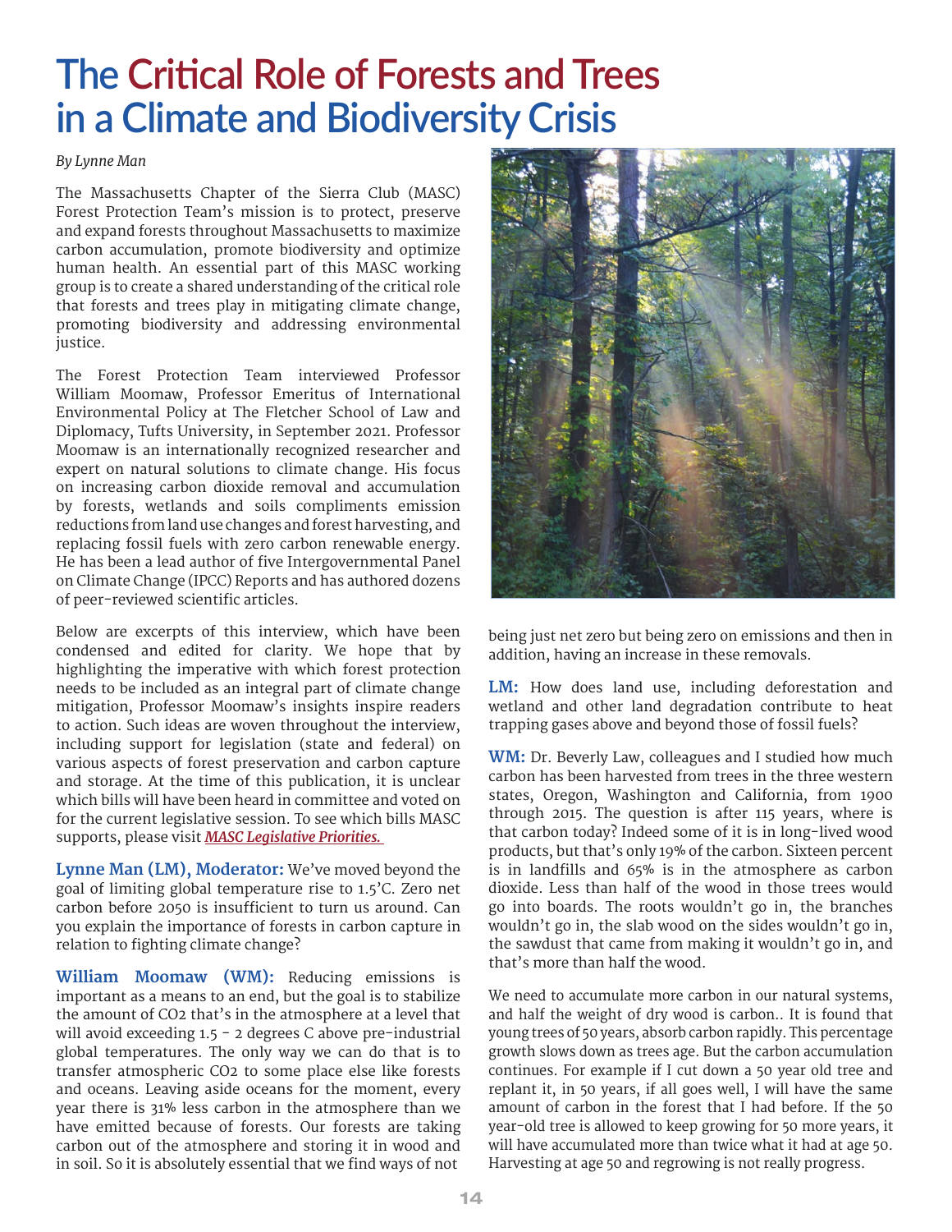# The Critical Role of Forests and Trees in a Climate and Biodiversity Crisis

*By Lynne Man*

The Massachusetts Chapter of the Sierra Club (MASC) Forest Protection Team's mission is to protect, preserve and expand forests throughout Massachusetts to maximize carbon accumulation, promote biodiversity and optimize human health. An essential part of this MASC working group is to create a shared understanding of the critical role that forests and trees play in mitigating climate change, promoting biodiversity and addressing environmental justice.

The Forest Protection Team interviewed Professor William Moomaw, Professor Emeritus of International Environmental Policy at The Fletcher School of Law and Diplomacy, Tufts University, in September 2021. Professor Moomaw is an internationally recognized researcher and expert on natural solutions to climate change. His focus on increasing carbon dioxide removal and accumulation by forests, wetlands and soils compliments emission reductions from land use changes and forest harvesting, and replacing fossil fuels with zero carbon renewable energy. He has been a lead author of five Intergovernmental Panel on Climate Change (IPCC) Reports and has authored dozens of peer-reviewed scientific articles.

Below are excerpts of this interview, which have been condensed and edited for clarity. We hope that by highlighting the imperative with which forest protection needs to be included as an integral part of climate change mitigation, Professor Moomaw's insights inspire readers to action. Such ideas are woven throughout the interview, including support for legislation (state and federal) on various aspects of forest preservation and carbon capture and storage. At the time of this publication, it is unclear which bills will have been heard in committee and voted on for the current legislative session. To see which bills MASC supports, please visit ***MASC Legislative Priorities.***

**Lynne Man (LM), Moderator:** We've moved beyond the goal of limiting global temperature rise to 1.5'C. Zero net carbon before 2050 is insufficient to turn us around. Can you explain the importance of forests in carbon capture in relation to fighting climate change?

**William Moomaw (WM):** Reducing emissions is important as a means to an end, but the goal is to stabilize the amount of $CO_2$ that's in the atmosphere at a level that will avoid exceeding 1.5 - 2 degrees C above pre-industrial global temperatures. The only way we can do that is to transfer atmospheric $CO_2$ to some place else like forests and oceans. Leaving aside oceans for the moment, every year there is 31% less carbon in the atmosphere than we have emitted because of forests. Our forests are taking carbon out of the atmosphere and storing it in wood and in soil. So it is absolutely essential that we find ways of not being just net zero but being zero on emissions and then in addition, having an increase in these removals.

**LM:** How does land use, including deforestation and wetland and other land degradation contribute to heat trapping gases above and beyond those of fossil fuels?

**WM:** Dr. Beverly Law, colleagues and I studied how much carbon has been harvested from trees in the three western states, Oregon, Washington and California, from 1900 through 2015. The question is after 115 years, where is that carbon today? Indeed some of it is in long-lived wood products, but that's only 19% of the carbon. Sixteen percent is in landfills and 65% is in the atmosphere as carbon dioxide. Less than half of the wood in those trees would go into boards. The roots wouldn't go in, the branches wouldn't go in, the slab wood on the sides wouldn't go in, the sawdust that came from making it wouldn't go in, and that's more than half the wood.

We need to accumulate more carbon in our natural systems, and half the weight of dry wood is carbon.. It is found that young trees of 50 years, absorb carbon rapidly. This percentage growth slows down as trees age. But the carbon accumulation continues. For example if I cut down a 50 year old tree and replant it, in 50 years, if all goes well, I will have the same amount of carbon in the forest that I had before. If the 50 year-old tree is allowed to keep growing for 50 more years, it will have accumulated more than twice what it had at age 50. Harvesting at age 50 and regrowing is not really progress.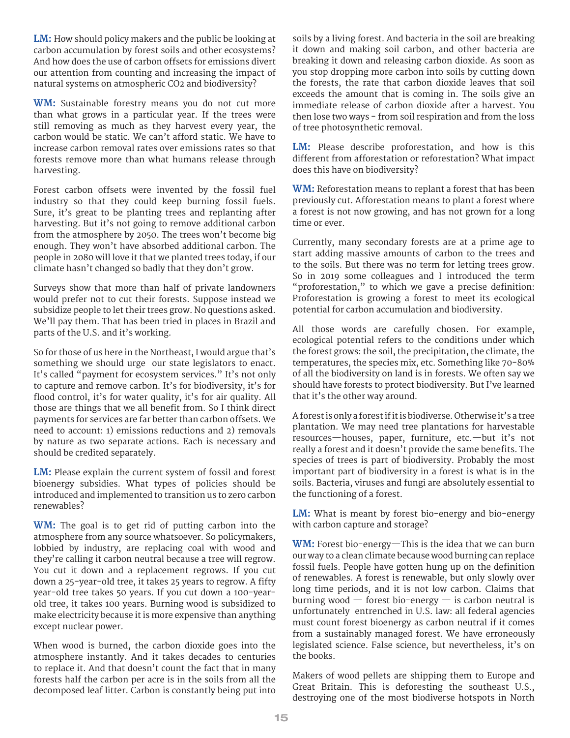**LM:** How should policy makers and the public be looking at carbon accumulation by forest soils and other ecosystems? And how does the use of carbon offsets for emissions divert our attention from counting and increasing the impact of natural systems on atmospheric $CO_2$ and biodiversity?

**WM:** Sustainable forestry means you do not cut more than what grows in a particular year. If the trees were still removing as much as they harvest every year, the carbon would be static. We can't afford static. We have to increase carbon removal rates over emissions rates so that forests remove more than what humans release through harvesting.

Forest carbon offsets were invented by the fossil fuel industry so that they could keep burning fossil fuels. Sure, it's great to be planting trees and replanting after harvesting. But it's not going to remove additional carbon from the atmosphere by 2050. The trees won't become big enough. They won't have absorbed additional carbon. The people in 2080 will love it that we planted trees today, if our climate hasn't changed so badly that they don't grow.

Surveys show that more than half of private landowners would prefer not to cut their forests. Suppose instead we subsidize people to let their trees grow. No questions asked. We'll pay them. That has been tried in places in Brazil and parts of the U.S. and it's working.

So for those of us here in the Northeast, I would argue that's something we should urge our state legislators to enact. It's called "payment for ecosystem services." It's not only to capture and remove carbon. It's for biodiversity, it's for flood control, it's for water quality, it's for air quality. All those are things that we all benefit from. So I think direct payments for services are far better than carbon offsets. We need to account: 1) emissions reductions and 2) removals by nature as two separate actions. Each is necessary and should be credited separately.

**LM:** Please explain the current system of fossil and forest bioenergy subsidies. What types of policies should be introduced and implemented to transition us to zero carbon renewables?

**WM:** The goal is to get rid of putting carbon into the atmosphere from any source whatsoever. So policymakers, lobbied by industry, are replacing coal with wood and they're calling it carbon neutral because a tree will regrow. You cut it down and a replacement regrows. If you cut down a 25-year-old tree, it takes 25 years to regrow. A fifty year-old tree takes 50 years. If you cut down a 100-year-old tree, it takes 100 years. Burning wood is subsidized to make electricity because it is more expensive than anything except nuclear power.

When wood is burned, the carbon dioxide goes into the atmosphere instantly. And it takes decades to centuries to replace it. And that doesn't count the fact that in many forests half the carbon per acre is in the soils from all the decomposed leaf litter. Carbon is constantly being put into soils by a living forest. And bacteria in the soil are breaking it down and making soil carbon, and other bacteria are breaking it down and releasing carbon dioxide. As soon as you stop dropping more carbon into soils by cutting down the forests, the rate that carbon dioxide leaves that soil exceeds the amount that is coming in. The soils give an immediate release of carbon dioxide after a harvest. You then lose two ways - from soil respiration and from the loss of tree photosynthetic removal.

**LM:** Please describe proforestation, and how is this different from afforestation or reforestation? What impact does this have on biodiversity?

**WM:** Reforestation means to replant a forest that has been previously cut. Afforestation means to plant a forest where a forest is not now growing, and has not grown for a long time or ever.

Currently, many secondary forests are at a prime age to start adding massive amounts of carbon to the trees and to the soils. But there was no term for letting trees grow. So in 2019 some colleagues and I introduced the term "proforestation," to which we gave a precise definition: Proforestation is growing a forest to meet its ecological potential for carbon accumulation and biodiversity.

All those words are carefully chosen. For example, ecological potential refers to the conditions under which the forest grows: the soil, the precipitation, the climate, the temperatures, the species mix, etc. Something like 70-80% of all the biodiversity on land is in forests. We often say we should have forests to protect biodiversity. But I've learned that it's the other way around.

A forest is only a forest if it is biodiverse. Otherwise it's a tree plantation. We may need tree plantations for harvestable resources—houses, paper, furniture, etc.—but it's not really a forest and it doesn't provide the same benefits. The species of trees is part of biodiversity. Probably the most important part of biodiversity in a forest is what is in the soils. Bacteria, viruses and fungi are absolutely essential to the functioning of a forest.

**LM:** What is meant by forest bio-energy and bio-energy with carbon capture and storage?

**WM:** Forest bio-energy—This is the idea that we can burn our way to a clean climate because wood burning can replace fossil fuels. People have gotten hung up on the definition of renewables. A forest is renewable, but only slowly over long time periods, and it is not low carbon. Claims that burning wood — forest bio-energy — is carbon neutral is unfortunately entrenched in U.S. law: all federal agencies must count forest bioenergy as carbon neutral if it comes from a sustainably managed forest. We have erroneously legislated science. False science, but nevertheless, it's on the books.

Makers of wood pellets are shipping them to Europe and Great Britain. This is deforesting the southeast U.S., destroying one of the most biodiverse hotspots in North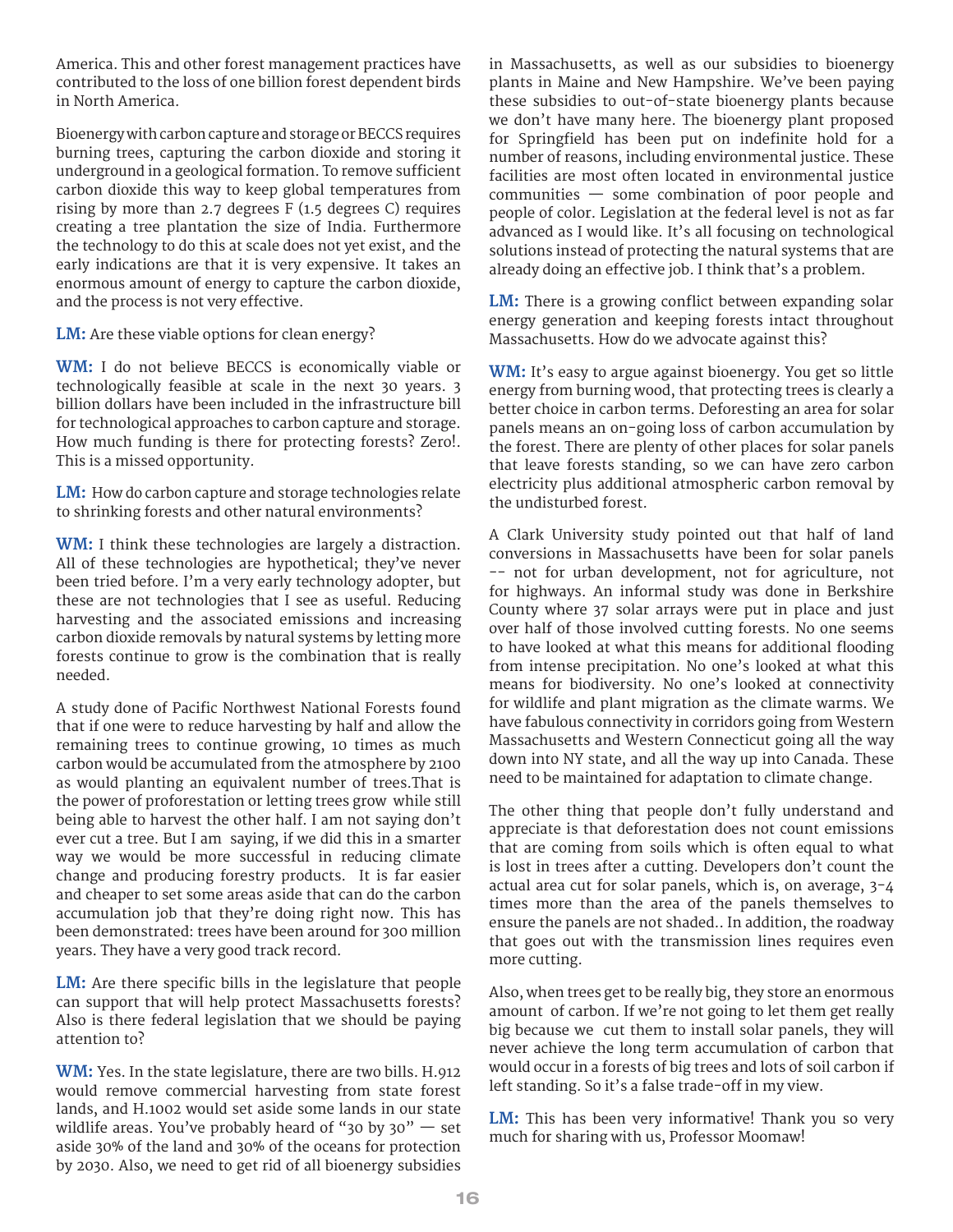America. This and other forest management practices have contributed to the loss of one billion forest dependent birds in North America.

Bioenergy with carbon capture and storage or BECCS requires burning trees, capturing the carbon dioxide and storing it underground in a geological formation. To remove sufficient carbon dioxide this way to keep global temperatures from rising by more than 2.7 degrees F (1.5 degrees C) requires creating a tree plantation the size of India. Furthermore the technology to do this at scale does not yet exist, and the early indications are that it is very expensive. It takes an enormous amount of energy to capture the carbon dioxide, and the process is not very effective.

**LM:** Are these viable options for clean energy?

**WM:** I do not believe BECCS is economically viable or technologically feasible at scale in the next 30 years. 3 billion dollars have been included in the infrastructure bill for technological approaches to carbon capture and storage. How much funding is there for protecting forests? Zero!. This is a missed opportunity.

**LM:** How do carbon capture and storage technologies relate to shrinking forests and other natural environments?

**WM:** I think these technologies are largely a distraction. All of these technologies are hypothetical; they've never been tried before. I'm a very early technology adopter, but these are not technologies that I see as useful. Reducing harvesting and the associated emissions and increasing carbon dioxide removals by natural systems by letting more forests continue to grow is the combination that is really needed.

A study done of Pacific Northwest National Forests found that if one were to reduce harvesting by half and allow the remaining trees to continue growing, 10 times as much carbon would be accumulated from the atmosphere by 2100 as would planting an equivalent number of trees.That is the power of proforestation or letting trees grow while still being able to harvest the other half. I am not saying don't ever cut a tree. But I am saying, if we did this in a smarter way we would be more successful in reducing climate change and producing forestry products. It is far easier and cheaper to set some areas aside that can do the carbon accumulation job that they're doing right now. This has been demonstrated: trees have been around for 300 million years. They have a very good track record.

**LM:** Are there specific bills in the legislature that people can support that will help protect Massachusetts forests? Also is there federal legislation that we should be paying attention to?

**WM:** Yes. In the state legislature, there are two bills. H.912 would remove commercial harvesting from state forest lands, and H.1002 would set aside some lands in our state wildlife areas. You've probably heard of "30 by 30" — set aside 30% of the land and 30% of the oceans for protection by 2030. Also, we need to get rid of all bioenergy subsidies in Massachusetts, as well as our subsidies to bioenergy plants in Maine and New Hampshire. We've been paying these subsidies to out-of-state bioenergy plants because we don't have many here. The bioenergy plant proposed for Springfield has been put on indefinite hold for a number of reasons, including environmental justice. These facilities are most often located in environmental justice communities — some combination of poor people and people of color. Legislation at the federal level is not as far advanced as I would like. It's all focusing on technological solutions instead of protecting the natural systems that are already doing an effective job. I think that's a problem.

**LM:** There is a growing conflict between expanding solar energy generation and keeping forests intact throughout Massachusetts. How do we advocate against this?

**WM:** It's easy to argue against bioenergy. You get so little energy from burning wood, that protecting trees is clearly a better choice in carbon terms. Deforesting an area for solar panels means an on-going loss of carbon accumulation by the forest. There are plenty of other places for solar panels that leave forests standing, so we can have zero carbon electricity plus additional atmospheric carbon removal by the undisturbed forest.

A Clark University study pointed out that half of land conversions in Massachusetts have been for solar panels -- not for urban development, not for agriculture, not for highways. An informal study was done in Berkshire County where 37 solar arrays were put in place and just over half of those involved cutting forests. No one seems to have looked at what this means for additional flooding from intense precipitation. No one's looked at what this means for biodiversity. No one's looked at connectivity for wildlife and plant migration as the climate warms. We have fabulous connectivity in corridors going from Western Massachusetts and Western Connecticut going all the way down into NY state, and all the way up into Canada. These need to be maintained for adaptation to climate change.

The other thing that people don't fully understand and appreciate is that deforestation does not count emissions that are coming from soils which is often equal to what is lost in trees after a cutting. Developers don't count the actual area cut for solar panels, which is, on average, 3-4 times more than the area of the panels themselves to ensure the panels are not shaded.. In addition, the roadway that goes out with the transmission lines requires even more cutting.

Also, when trees get to be really big, they store an enormous amount of carbon. If we're not going to let them get really big because we cut them to install solar panels, they will never achieve the long term accumulation of carbon that would occur in a forests of big trees and lots of soil carbon if left standing. So it's a false trade-off in my view.

**LM:** This has been very informative! Thank you so very much for sharing with us, Professor Moomaw!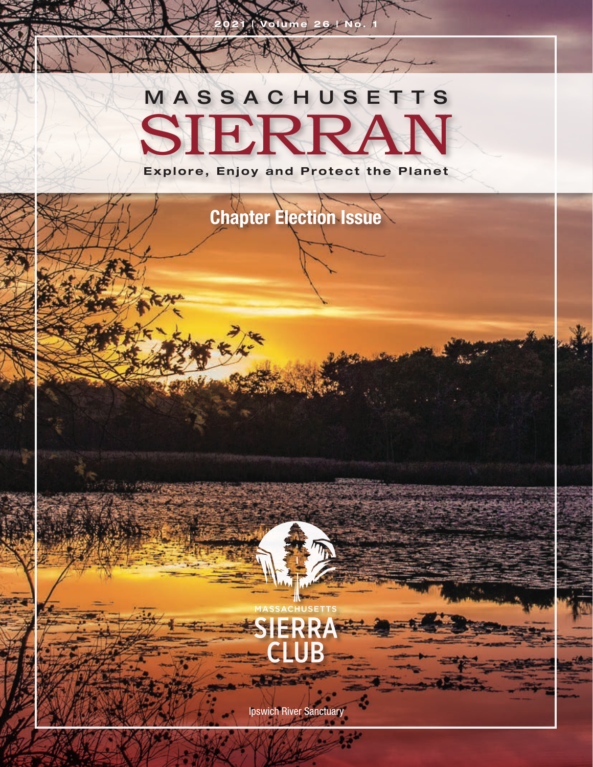2021 | Volume 26 | No. 1

# MASSACHUSETTS SIERRAN

Explore, Enjoy and Protect the Planet

## Chapter Election Issue

MASSACHUSETTS SIERRA CLUB

Ipswich River Sanctuary